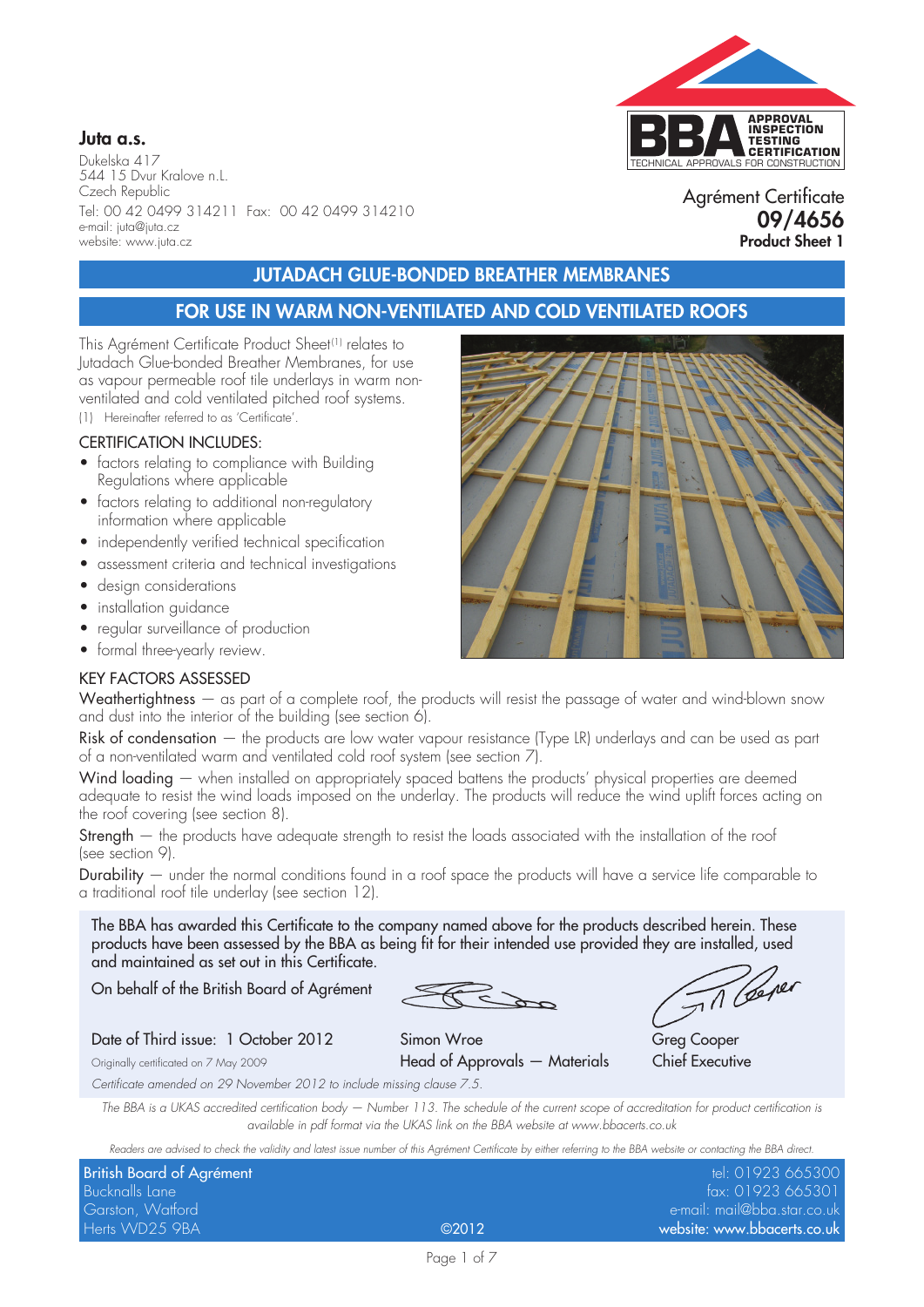**Juta a.s.**

Dukelska 417
544 15 Dvur Kralove n.L.
Czech Republic
Tel: 00 42 0499 314211 Fax: 00 42 0499 314210
e-mail: juta@juta.cz
website: www.juta.cz

APPROVAL INSPECTION TESTING CERTIFICATION
TECHNICAL APPROVALS FOR CONSTRUCTION

Agrément Certificate
**09/4656**
**Product Sheet 1**

## JUTADACH GLUE-BONDED BREATHER MEMBRANES

## FOR USE IN WARM NON-VENTILATED AND COLD VENTILATED ROOFS

This Agrément Certificate Product Sheet[1] relates to Jutadach Glue-bonded Breather Membranes, for use as vapour permeable roof tile underlays in warm non-ventilated and cold ventilated pitched roof systems.

(1) Hereinafter referred to as 'Certificate'.

### CERTIFICATION INCLUDES:

- factors relating to compliance with Building Regulations where applicable
- factors relating to additional non-regulatory information where applicable
- independently verified technical specification
- assessment criteria and technical investigations
- design considerations
- installation guidance
- regular surveillance of production
- formal three-yearly review.

### KEY FACTORS ASSESSED

Weathertightness — as part of a complete roof, the products will resist the passage of water and wind-blown snow and dust into the interior of the building (see section 6).

Risk of condensation — the products are low water vapour resistance (Type LR) underlays and can be used as part of a non-ventilated warm and ventilated cold system (see section 7).

Wind loading — when installed on appropriately spaced battens the products' physical properties are deemed adequate to resist the wind loads imposed on the underlay. The products will reduce the wind uplift forces acting on the roof covering (see section 8).

Strength — the products have adequate strength to resist the loads associated with the installation of the roof (see section 9).

Durability — under the normal conditions found in a roof space the products will have a service life comparable to a traditional roof tile underlay (see section 12).

The BBA has awarded this Certificate to the company named above for the products described herein. These products have been assessed by the BBA as being fit for their intended use provided they are installed, used and maintained as set out in this Certificate.

On behalf of the British Board of Agrément

Date of Third issue: 1 October 2012
Originally certificated on 7 May 2009

Simon Wroe
Head of Approvals — Materials

Greg Cooper
Chief Executive

*Certificate amended on 29 November 2012 to include missing clause 7.5.*

*The BBA is a UKAS accredited certification body — Number 113. The schedule of the current scope of accreditation for product certification is available in pdf format via the UKAS link on the BBA website at www.bbacerts.co.uk*

*Readers are advised to check the validity and latest issue number of this Agrément Certificate by either referring to the BBA website or contacting the BBA direct.*

British Board of Agrément
Bucknalls Lane
Garston, Watford
Herts WD25 9BA

©2012

tel: 01923 665300
fax: 01923 665301
e-mail: mail@bba.star.co.uk
website: www.bbacerts.co.uk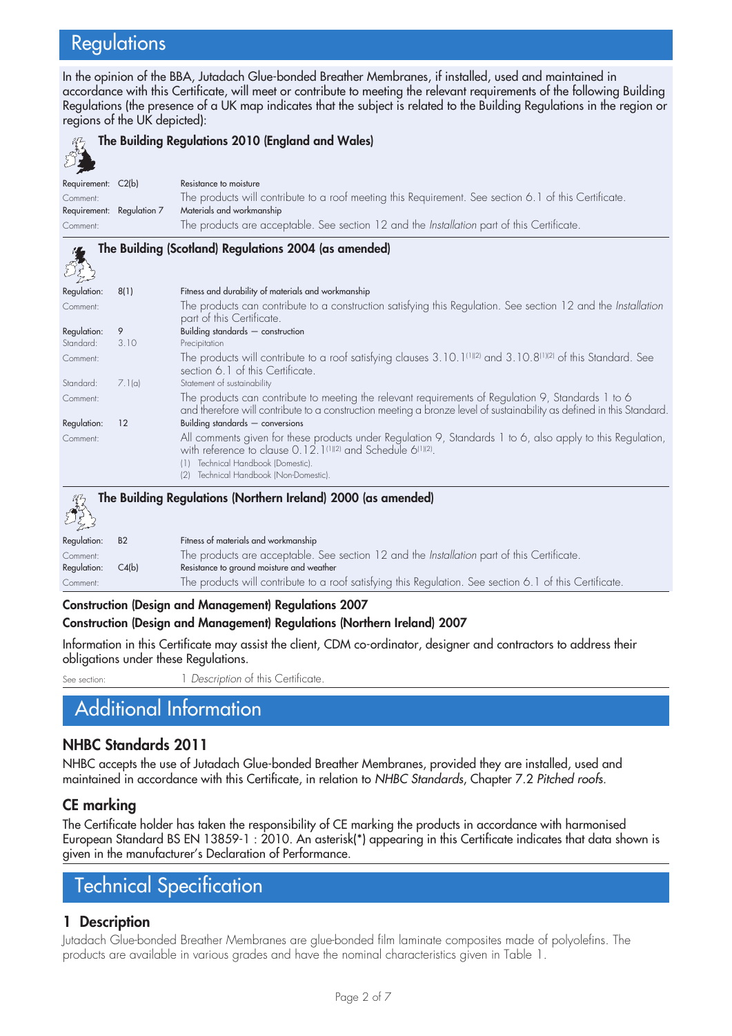# Regulations

In the opinion of the BBA, Jutadach Glue-bonded Breather Membranes, if installed, used and maintained in accordance with this Certificate, will meet or contribute to meeting the relevant requirements of the following Building Regulations (the presence of a UK map indicates that the subject is related to the Building Regulations in the region or regions of the UK depicted):

**The Building Regulations 2010 (England and Wales)**

| | | |
|---|---|---|
| Requirement: | C2(b) | Resistance to moisture |
| Comment: | | The products will contribute to a roof meeting this Requirement. See section 6.1 of this Certificate. |
| Requirement: | Regulation 7 | Materials and workmanship |
| Comment: | | The products are acceptable. See section 12 and the *Installation* part of this Certificate. |

**The Building (Scotland) Regulations 2004 (as amended)**

| | | |
|---|---|---|
| Regulation: | 8(1) | Fitness and durability of materials and workmanship |
| Comment: | | The products can contribute to a construction satisfying this Regulation. See section 12 and the *Installation* part of this Certificate. |
| Regulation: | 9 | Building standards — construction |
| Standard: | 3.10 | Precipitation |
| Comment: | | The products will contribute to a roof satisfying clauses 3.10.1[1][2] and 3.10.8[1][2] of this Standard. See section 6.1 of this Certificate. |
| Standard: | 7.1(a) | Statement of sustainability |
| Comment: | | The products can contribute to meeting the relevant requirements of Regulation 9, Standards 1 to 6 and therefore will contribute to a construction meeting a bronze level of sustainability as defined in this Standard. |
| Regulation: | 12 | Building standards — conversions |
| Comment: | | All comments given for these products under Regulation 9, Standards 1 to 6, also apply to this Regulation, with reference to clause 0.12.1[1][2] and Schedule 6[1][2]. |

(1) Technical Handbook (Domestic).
(2) Technical Handbook (Non-Domestic).

**The Building Regulations (Northern Ireland) 2000 (as amended)**

| | | |
|---|---|---|
| Regulation: | B2 | Fitness of materials and workmanship |
| Comment: | | The products are acceptable. See section 12 and the *Installation* part of this Certificate. |
| Regulation: | C4(b) | Resistance to ground moisture and weather |
| Comment: | | The products will contribute to a roof satisfying this Regulation. See section 6.1 of this Certificate. |

**Construction (Design and Management) Regulations 2007**
**Construction (Design and Management) Regulations (Northern Ireland) 2007**

Information in this Certificate may assist the client, CDM co-ordinator, designer and contractors to address their obligations under these Regulations.

See section: 1 *Description* of this Certificate.

# Additional Information

## NHBC Standards 2011

NHBC accepts the use of Jutadach Glue-bonded Breather Membranes, provided they are installed, used and maintained in accordance with this Certificate, in relation to *NHBC Standards*, Chapter 7.2 *Pitched roofs*.

## CE marking

The Certificate holder has taken the responsibility of CE marking the products in accordance with harmonised European Standard BS EN 13859-1 : 2010. An asterisk(*) appearing in this Certificate indicates that data shown is given in the manufacturer's Declaration of Performance.

# Technical Specification

## 1 Description

Jutadach Glue-bonded Breather Membranes are glue-bonded film laminate composites made of polyolefins. The products are available in various grades and have the nominal characteristics given in Table 1.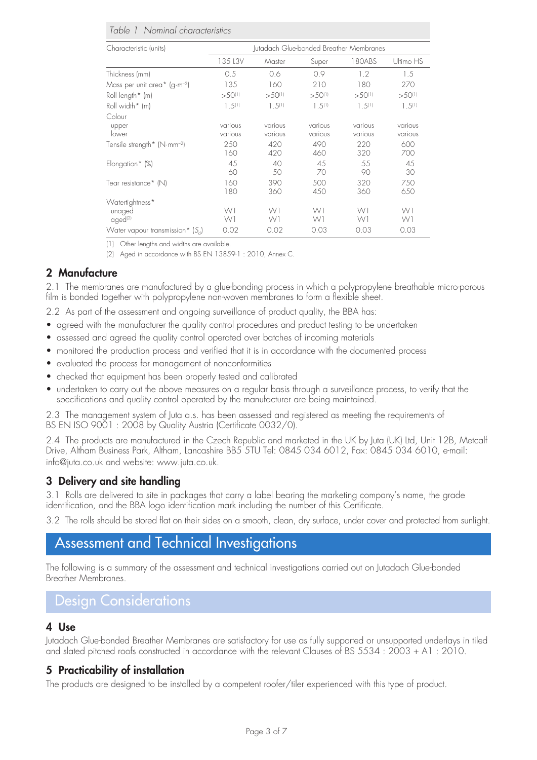*Table 1 Nominal characteristics*

| Characteristic (units) | Jutadach Glue-bonded Breather Membranes | | | | |
|---|---|---|---|---|---|
| | 135 L3V | Master | Super | 180ABS | Ultimo HS |
| Thickness (mm) | 0.5 | 0.6 | 0.9 | 1.2 | 1.5 |
| Mass per unit area* ($g \cdot m^{-2}$) | 135 | 160 | 210 | 180 | 270 |
| Roll length* (m) | >50[1] | >50[1] | >50[1] | >50[1] | >50[1] |
| Roll width* (m) | 1.5[1] | 1.5[1] | 1.5[1] | 1.5[1] | 1.5[1] |
| Colour | | | | | |
| upper | various | various | various | various | various |
| lower | various | various | various | various | various |
| Tensile strength* ($N \cdot mm^{-2}$) | 250<br>160 | 420<br>420 | 490<br>460 | 220<br>320 | 600<br>700 |
| Elongation* (%) | 45<br>60 | 40<br>50 | 45<br>70 | 55<br>90 | 45<br>30 |
| Tear resistance* (N) | 160<br>180 | 390<br>360 | 500<br>450 | 320<br>360 | 750<br>650 |
| Watertightness* | | | | | |
| unaged | W1 | W1 | W1 | W1 | W1 |
| aged[2] | W1 | W1 | W1 | W1 | W1 |
| Water vapour transmission* ($S_d$) | 0.02 | 0.02 | 0.03 | 0.03 | 0.03 |

(1) Other lengths and widths are available.

(2) Aged in accordance with BS EN 13859-1 : 2010, Annex C.

## 2 Manufacture

2.1 The membranes are manufactured by a glue-bonding process in which a polypropylene breathable micro-porous film is bonded together with polypropylene non-woven membranes to form a flexible sheet.

2.2 As part of the assessment and ongoing surveillance of product quality, the BBA has:

- agreed with the manufacturer the quality control procedures and product testing to be undertaken
- assessed and agreed the quality control operated over batches of incoming materials
- monitored the production process and verified that it is in accordance with the documented process
- evaluated the process for management of nonconformities
- checked that equipment has been properly tested and calibrated
- undertaken to carry out the above measures on a regular basis through a surveillance process, to verify that the specifications and quality control operated by the manufacturer are being maintained.

2.3 The management system of Juta a.s. has been assessed and registered as meeting the requirements of BS EN ISO 9001 : 2008 by Quality Austria (Certificate 0032/0).

2.4 The products are manufactured in the Czech Republic and marketed in the UK by Juta (UK) Ltd, Unit 12B, Metcalf Drive, Altham Business Park, Altham, Lancashire BB5 5TU Tel: 0845 034 6012, Fax: 0845 034 6010, e-mail: info@juta.co.uk and website: www.juta.co.uk.

## 3 Delivery and site handling

3.1 Rolls are delivered to site in packages that carry a label bearing the marketing company's name, the grade identification, and the BBA logo identification mark including the number of this Certificate.

3.2 The rolls should be stored flat on their sides on a smooth, clean, dry surface, under cover and protected from sunlight.

# Assessment and Technical Investigations

The following is a summary of the assessment and technical investigations carried out on Jutadach Glue-bonded Breather Membranes.

# Design Considerations

## 4 Use

Jutadach Glue-bonded Breather Membranes are satisfactory for use as fully supported or unsupported underlays in tiled and slated pitched roofs constructed in accordance with the relevant Clauses of BS 5534 : 2003 + A1 : 2010.

## 5 Practicability of installation

The products are designed to be installed by a competent roofer/tiler experienced with this type of product.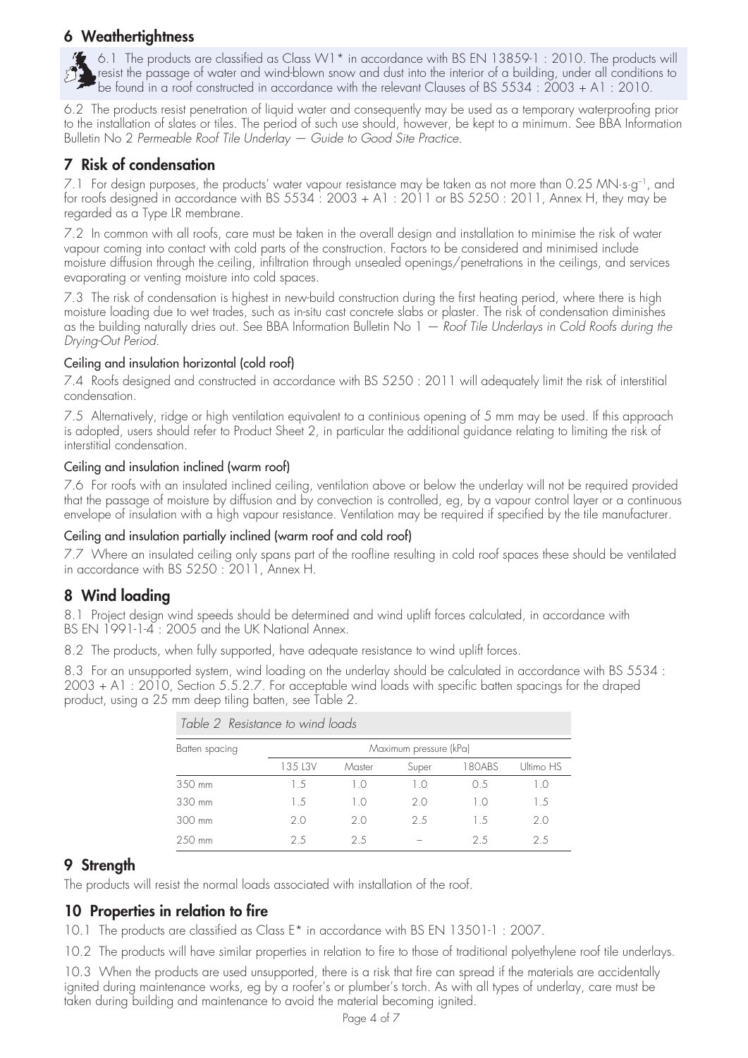## 6 Weathertightness

6.1 The products are classified as Class W1* in accordance with BS EN 13859-1 : 2010. The products will resist the passage of water and wind-blown snow and dust into the interior of a building, under all conditions to be found in a roof constructed in accordance with the relevant Clauses of BS 5534 : 2003 + A1 : 2010.

6.2 The products resist penetration of liquid water and consequently may be used as a temporary waterproofing prior to the installation of slates or tiles. The period of such use should, however, be kept to a minimum. See BBA Information Bulletin No 2 *Permeable Roof Tile Underlay — Guide to Good Site Practice*.

## 7 Risk of condensation

7.1 For design purposes, the products' water vapour resistance may be taken as not more than 0.25 MN·s·g$^{-1}$, and for roofs designed in accordance with BS 5534 : 2003 + A1 : 2011 or BS 5250 : 2011, Annex H, they may be regarded as a Type LR membrane.

7.2 In common with all roofs, care must be taken in the overall design and installation to minimise the risk of water vapour coming into contact with cold parts of the construction. Factors to be considered and minimised include moisture diffusion through the ceiling, infiltration through unsealed openings/penetrations in the ceilings, and services evaporating or venting moisture into cold spaces.

7.3 The risk of condensation is highest in new-build construction during the first heating period, where there is high moisture loading due to wet trades, such as in-situ cast concrete slabs or plaster. The risk of condensation diminishes as the building naturally dries out. See BBA Information Bulletin No 1 — *Roof Tile Underlays in Cold Roofs during the Drying-Out Period*.

### Ceiling and insulation horizontal (cold roof)

7.4 Roofs designed and constructed in accordance with BS 5250 : 2011 will adequately limit the risk of interstitial condensation.

7.5 Alternatively, ridge or high ventilation equivalent to a continious opening of 5 mm may be used. If this approach is adopted, users should refer to Product Sheet 2, in particular the additional guidance relating to limiting the risk of interstitial condensation.

### Ceiling and insulation inclined (warm roof)

7.6 For roofs with an insulated inclined ceiling, ventilation above or below the underlay will not be required provided that the passage of moisture by diffusion and by convection is controlled, eg, by a vapour control layer or a continuous envelope of insulation with a high vapour resistance. Ventilation may be required if specified by the tile manufacturer.

### Ceiling and insulation partially inclined (warm roof and cold roof)

7.7 Where an insulated ceiling only spans part of the roofline resulting in cold roof spaces these should be ventilated in accordance with BS 5250 : 2011, Annex H.

## 8 Wind loading

8.1 Project design wind speeds should be determined and wind uplift forces calculated, in accordance with BS EN 1991-1-4 : 2005 and the UK National Annex.

8.2 The products, when fully supported, have adequate resistance to wind uplift forces.

8.3 For an unsupported system, wind loading on the underlay should be calculated in accordance with BS 5534 : 2003 + A1 : 2010, Section 5.5.2.7. For acceptable wind loads with specific batten spacings for the draped product, using a 25 mm deep tiling batten, see Table 2.

*Table 2 Resistance to wind loads*

| Batten spacing | Maximum pressure (kPa) | | | | |
|---|---|---|---|---|---|
| | 135 L3V | Master | Super | 180ABS | Ultimo HS |
| 350 mm | 1.5 | 1.0 | 1.0 | 0.5 | 1.0 |
| 330 mm | 1.5 | 1.0 | 2.0 | 1.0 | 1.5 |
| 300 mm | 2.0 | 2.0 | 2.5 | 1.5 | 2.0 |
| 250 mm | 2.5 | 2.5 | – | 2.5 | 2.5 |

## 9 Strength

The products will resist the normal loads associated with installation of the roof.

## 10 Properties in relation to fire

10.1 The products are classified as Class E* in accordance with BS EN 13501-1 : 2007.

10.2 The products will have similar properties in relation to fire to those of traditional polyethylene roof tile underlays.

10.3 When the products are used unsupported, there is a risk that fire can spread if the materials are accidentally ignited during maintenance works, eg by a roofer's or plumber's torch. As with all types of underlay, care must be taken during building and maintenance to avoid the material becoming ignited.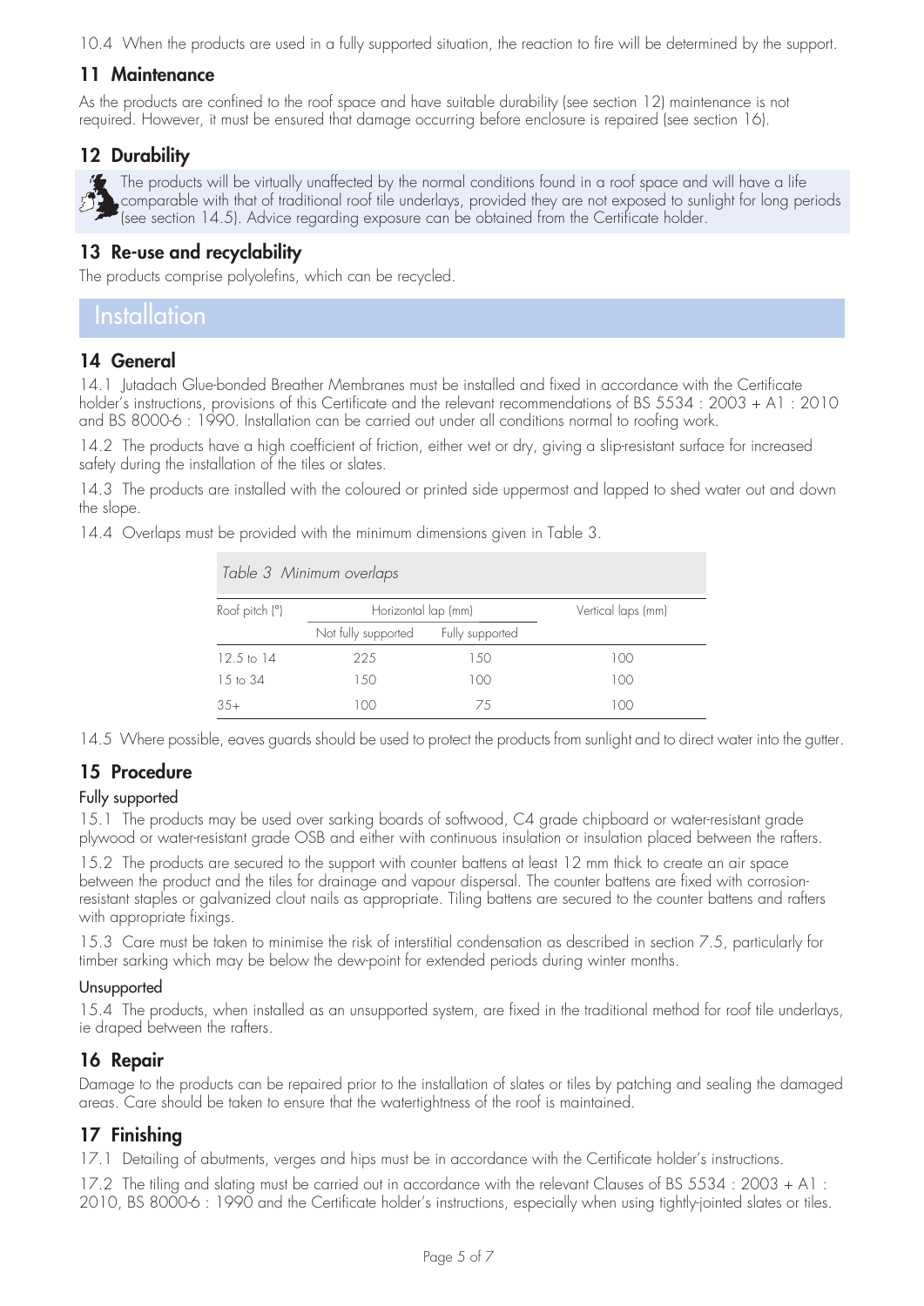10.4 When the products are used in a fully supported situation, the reaction to fire will be determined by the support.

## 11 Maintenance

As the products are confined to the roof space and have suitable durability (see section 12) maintenance is not required. However, it must be ensured that damage occurring before enclosure is repaired (see section 16).

## 12 Durability

The products will be virtually unaffected by the normal conditions found in a roof space and will have a life comparable with that of traditional roof tile underlays, provided they are not exposed to sunlight for long periods (see section 14.5). Advice regarding exposure can be obtained from the Certificate holder.

## 13 Re-use and recyclability

The products comprise polyolefins, which can be recycled.

# Installation

## 14 General

14.1 Jutadach Glue-bonded Breather Membranes must be installed and fixed in accordance with the Certificate holder's instructions, provisions of this Certificate and the relevant recommendations of BS 5534 : 2003 + A1 : 2010 and BS 8000-6 : 1990. Installation can be carried out under all conditions normal to roofing work.

14.2 The products have a high coefficient of friction, either wet or dry, giving a slip-resistant surface for increased safety during the installation of the tiles or slates.

14.3 The products are installed with the coloured or printed side uppermost and lapped to shed water out and down the slope.

14.4 Overlaps must be provided with the minimum dimensions given in Table 3.

*Table 3 Minimum overlaps*

| Roof pitch (°) | Horizontal lap (mm) | | Vertical laps (mm) |
|---|---|---|---|
| | Not fully supported | Fully supported | |
| 12.5 to 14 | 225 | 150 | 100 |
| 15 to 34 | 150 | 100 | 100 |
| 35+ | 100 | 75 | 100 |

14.5 Where possible, eaves guards should be used to protect the products from sunlight and to direct water into the gutter.

## 15 Procedure

### Fully supported

15.1 The products may be used over sarking boards of softwood, C4 grade chipboard or water-resistant grade plywood or water-resistant grade OSB and either with continuous insulation or insulation placed between the rafters.

15.2 The products are secured to the support with counter battens at least 12 mm thick to create an air space between the product and the tiles for drainage and vapour dispersal. The counter battens are fixed with corrosion-resistant staples or galvanized clout nails as appropriate. Tiling battens are secured to the counter battens and rafters with appropriate fixings.

15.3 Care must be taken to minimise the risk of interstitial condensation as described in section 7.5, particularly for timber sarking which may be below the dew-point for extended periods during winter months.

### Unsupported

15.4 The products, when installed as an unsupported system, are fixed in the traditional method for roof tile underlays, ie draped between the rafters.

## 16 Repair

Damage to the products can be repaired prior to the installation of slates or tiles by patching and sealing the damaged areas. Care should be taken to ensure that the watertightness of the roof is maintained.

## 17 Finishing

17.1 Detailing of abutments, verges and hips must be in accordance with the Certificate holder's instructions.

17.2 The tiling and slating must be carried out in accordance with the relevant Clauses of BS 5534 : 2003 + A1 : 2010, BS 8000-6 : 1990 and the Certificate holder's instructions, especially when using tightly-jointed slates or tiles.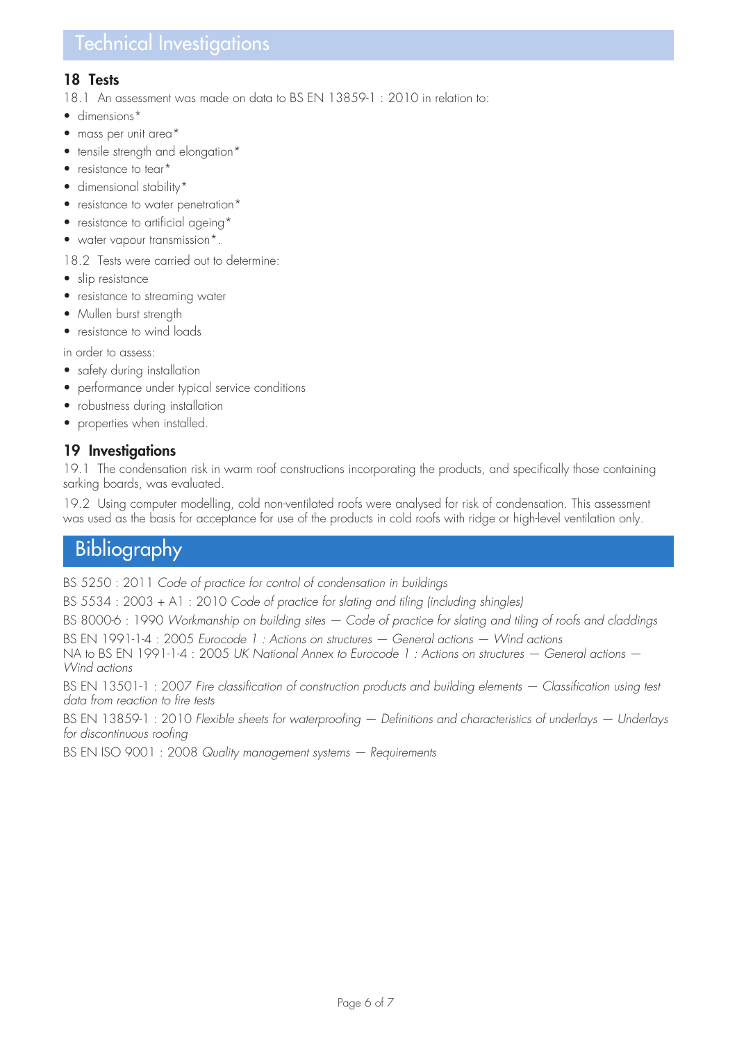# Technical Investigations

## 18 Tests

18.1 An assessment was made on data to BS EN 13859-1 : 2010 in relation to:

- dimensions*
- mass per unit area*
- tensile strength and elongation*
- resistance to tear*
- dimensional stability*
- resistance to water penetration*
- resistance to artificial ageing*
- water vapour transmission*.

18.2 Tests were carried out to determine:

- slip resistance
- resistance to streaming water
- Mullen burst strength
- resistance to wind loads

in order to assess:

- safety during installation
- performance under typical service conditions
- robustness during installation
- properties when installed.

## 19 Investigations

19.1 The condensation risk in warm roof constructions incorporating the products, and specifically those containing sarking boards, was evaluated.

19.2 Using computer modelling, cold non-ventilated roofs were analysed for risk of condensation. This assessment was used as the basis for acceptance for use of the products in cold roofs with ridge or high-level ventilation only.

# Bibliography

BS 5250 : 2011 *Code of practice for control of condensation in buildings*

BS 5534 : 2003 + A1 : 2010 *Code of practice for slating and tiling (including shingles)*

BS 8000-6 : 1990 *Workmanship on building sites — Code of practice for slating and tiling of roofs and claddings*

BS EN 1991-1-4 : 2005 *Eurocode 1 : Actions on structures — General actions — Wind actions*

NA to BS EN 1991-1-4 : 2005 *UK National Annex to Eurocode 1 : Actions on structures — General actions — Wind actions*

BS EN 13501-1 : 2007 *Fire classification of construction products and building elements — Classification using test data from reaction to fire tests*

BS EN 13859-1 : 2010 *Flexible sheets for waterproofing — Definitions and characteristics of underlays — Underlays for discontinuous roofing*

BS EN ISO 9001 : 2008 *Quality management systems — Requirements*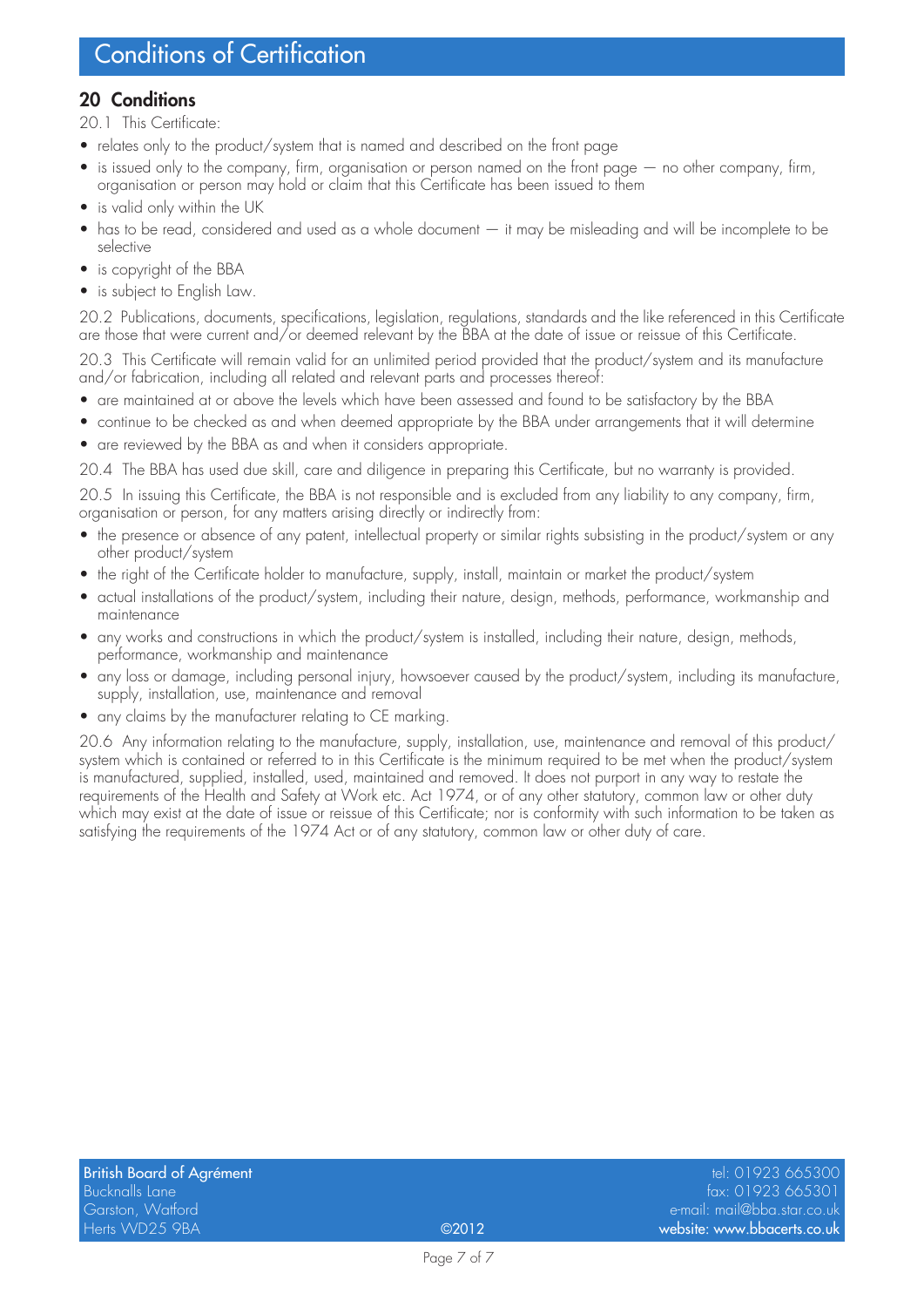# Conditions of Certification

## 20 Conditions

20.1 This Certificate:

- relates only to the product/system that is named and described on the front page
- is issued only to the company, firm, organisation or person named on the front page — no other company, firm, organisation or person may hold or claim that this Certificate has been issued to them
- is valid only within the UK
- has to be read, considered and used as a whole document — it may be misleading and will be incomplete to be selective
- is copyright of the BBA
- is subject to English Law.

20.2 Publications, documents, specifications, legislation, regulations, standards and the like referenced in this Certificate are those that were current and/or deemed relevant by the BBA at the date of issue or reissue of this Certificate.

20.3 This Certificate will remain valid for an unlimited period provided that the product/system and its manufacture and/or fabrication, including all related and relevant parts and processes thereof:

- are maintained at or above the levels which have been assessed and found to be satisfactory by the BBA
- continue to be checked as and when deemed appropriate by the BBA under arrangements that it will determine
- are reviewed by the BBA as and when it considers appropriate.

20.4 The BBA has used due skill, care and diligence in preparing this Certificate, but no warranty is provided.

20.5 In issuing this Certificate, the BBA is not responsible and is excluded from any liability to any company, firm, organisation or person, for any matters arising directly or indirectly from:

- the presence or absence of any patent, intellectual property or similar rights subsisting in the product/system or any other product/system
- the right of the Certificate holder to manufacture, supply, install, maintain or market the product/system
- actual installations of the product/system, including their nature, design, methods, performance, workmanship and maintenance
- any works and constructions in which the product/system is installed, including their nature, design, methods, performance, workmanship and maintenance
- any loss or damage, including personal injury, howsoever caused by the product/system, including its manufacture, supply, installation, use, maintenance and removal
- any claims by the manufacturer relating to CE marking.

20.6 Any information relating to the manufacture, supply, installation, use, maintenance and removal of this product/system which is contained or referred to in this Certificate is the minimum required to be met when the product/system is manufactured, supplied, installed, used, maintained and removed. It does not purport in any way to restate the requirements of the Health and Safety at Work etc. Act 1974, or of any other statutory, common law or other duty which may exist at the date of issue or reissue of this Certificate; nor is conformity with such information to be taken as satisfying the requirements of the 1974 Act or of any statutory, common law or other duty of care.

**British Board of Agrément**
Bucknalls Lane
Garston, Watford
Herts WD25 9BA

©2012

tel: 01923 665300
fax: 01923 665301
e-mail: mail@bba.star.co.uk
**website: www.bbacerts.co.uk**